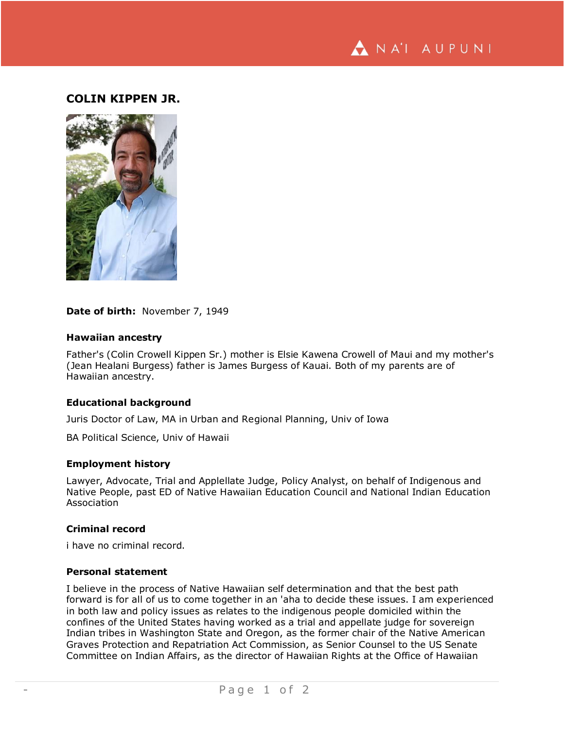## COLIN KIPPEN JR.

**Date of birth:** November 7, 1949

### Hawaiian ancestry

Father's (Colin Crowell Kippen Sr.) mother is Elsie Kawena Crowell of Maui and my mother's (Jean Healani Burgess) father is James Burgess of Kauai. Both of my parents are of Hawaiian ancestry.

### Educational background

Juris Doctor of Law, MA in Urban and Regional Planning, Univ of Iowa

BA Political Science, Univ of Hawaii

### Employment history

Lawyer, Advocate, Trial and Appllelate Judge, Policy Analyst, on behalf of Indigenous and Native People, past ED of Native Hawaiian Education Council and National Indian Education Association

### Criminal record

i have no criminal record.

### Personal statement

I believe in the process of Native Hawaiian self determination and that the best path forward is for all of us to come together in an 'aha to decide these issues. I am experienced in both law and policy issues as relates to the indigenous people domiciled within the confines of the United States having worked as a trial and appellate judge for sovereign Indian tribes in Washington State and Oregon, as the former chair of the Native American Graves Protection and Repatriation Act Commission, as Senior Counsel to the US Senate Committee on Indian Affairs, as the director of Hawaiian Rights at the Office of Hawaiian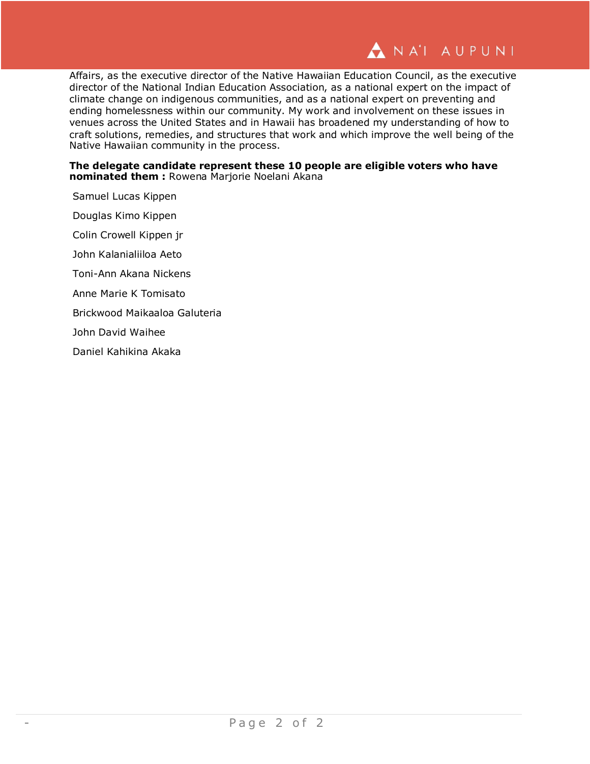Affairs, as the executive director of the Native Hawaiian Education Council, as the executive director of the National Indian Education Association, as a national expert on the impact of climate change on indigenous communities, and as a national expert on preventing and ending homelessness within our community. My work and involvement on these issues in venues across the United States and in Hawaii has broadened my understanding of how to craft solutions, remedies, and structures that work and which improve the well being of the Native Hawaiian community in the process.

**The delegate candidate represent these 10 people are eligible voters who have nominated them :** Rowena Marjorie Noelani Akana

Samuel Lucas Kippen

Douglas Kimo Kippen

Colin Crowell Kippen jr

John Kalanialiiloa Aeto

Toni-Ann Akana Nickens

Anne Marie K Tomisato

Brickwood Maikaaloa Galuteria

John David Waihee

Daniel Kahikina Akaka